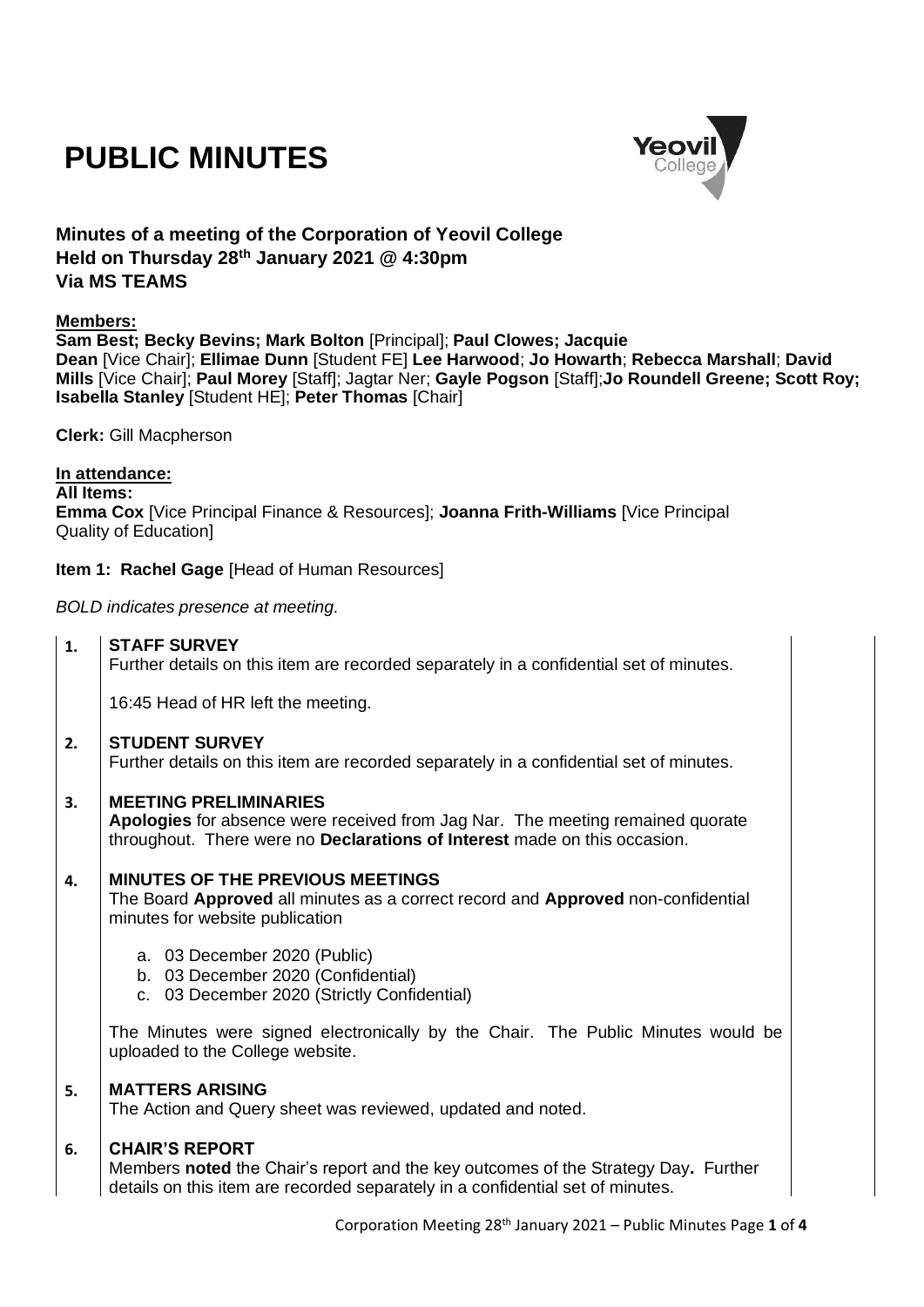# PUBLIC MINUTES

**Minutes of a meeting of the Corporation of Yeovil College**
**Held on Thursday 28th January 2021 @ 4:30pm**
**Via MS TEAMS**

**Members:**
**Sam Best; Becky Bevins; Mark Bolton** [Principal]; **Paul Clowes; Jacquie Dean** [Vice Chair]; **Ellimae Dunn** [Student FE] **Lee Harwood**; **Jo Howarth**; **Rebecca Marshall**; **David Mills** [Vice Chair]; **Paul Morey** [Staff]; Jagtar Ner; **Gayle Pogson** [Staff];**Jo Roundell Greene; Scott Roy; Isabella Stanley** [Student HE]; **Peter Thomas** [Chair]

**Clerk:** Gill Macpherson

**In attendance:**
**All Items:**
**Emma Cox** [Vice Principal Finance & Resources]; **Joanna Frith-Williams** [Vice Principal Quality of Education]

**Item 1: Rachel Gage** [Head of Human Resources]

*BOLD indicates presence at meeting.*

**1. STAFF SURVEY**
Further details on this item are recorded separately in a confidential set of minutes.

16:45 Head of HR left the meeting.

**2. STUDENT SURVEY**
Further details on this item are recorded separately in a confidential set of minutes.

**3. MEETING PRELIMINARIES**
**Apologies** for absence were received from Jag Nar. The meeting remained quorate throughout. There were no **Declarations of Interest** made on this occasion.

**4. MINUTES OF THE PREVIOUS MEETINGS**
The Board **Approved** all minutes as a correct record and **Approved** non-confidential minutes for website publication

a. 03 December 2020 (Public)
b. 03 December 2020 (Confidential)
c. 03 December 2020 (Strictly Confidential)

The Minutes were signed electronically by the Chair. The Public Minutes would be uploaded to the College website.

**5. MATTERS ARISING**
The Action and Query sheet was reviewed, updated and noted.

**6. CHAIR'S REPORT**
Members **noted** the Chair's report and the key outcomes of the Strategy Day**.** Further details on this item are recorded separately in a confidential set of minutes.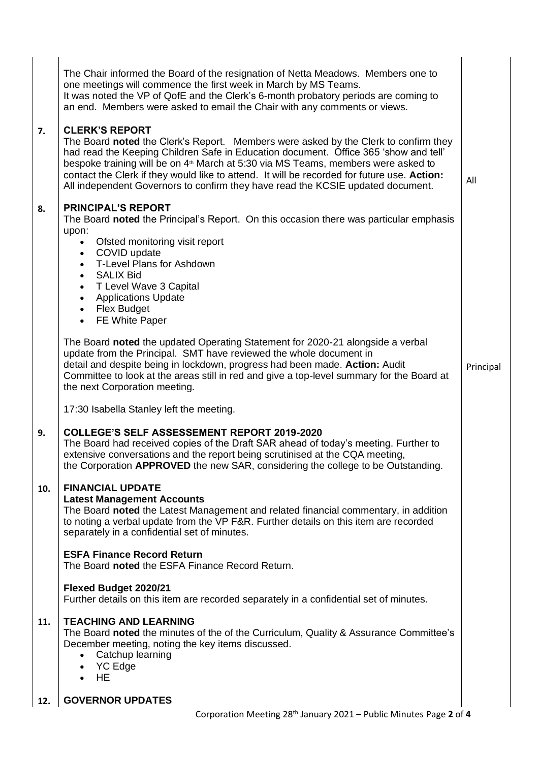|  |  |  |
|---|---|---|
|  | The Chair informed the Board of the resignation of Netta Meadows. Members one to one meetings will commence the first week in March by MS Teams. It was noted the VP of QofE and the Clerk's 6-month probatory periods are coming to an end. Members were asked to email the Chair with any comments or views. |  |
| **7.** | **CLERK'S REPORT** The Board **noted** the Clerk's Report. Members were asked by the Clerk to confirm they had read the Keeping Children Safe in Education document. Office 365 'show and tell' bespoke training will be on 4th March at 5:30 via MS Teams, members were asked to contact the Clerk if they would like to attend. It will be recorded for future use. **Action:** All independent Governors to confirm they have read the KCSIE updated document. | All |
| **8.** | **PRINCIPAL'S REPORT** The Board **noted** the Principal's Report. On this occasion there was particular emphasis upon: • Ofsted monitoring visit report • COVID update • T-Level Plans for Ashdown • SALIX Bid • T Level Wave 3 Capital • Applications Update • Flex Budget • FE White Paper |  |
|  | The Board **noted** the updated Operating Statement for 2020-21 alongside a verbal update from the Principal. SMT have reviewed the whole document in detail and despite being in lockdown, progress had been made. **Action:** Audit Committee to look at the areas still in red and give a top-level summary for the Board at the next Corporation meeting. | Principal |
|  | 17:30 Isabella Stanley left the meeting. |  |
| **9.** | **COLLEGE'S SELF ASSESSEMENT REPORT 2019-2020** The Board had received copies of the Draft SAR ahead of today's meeting. Further to extensive conversations and the report being scrutinised at the CQA meeting, the Corporation **APPROVED** the new SAR, considering the college to be Outstanding. |  |
| **10.** | **FINANCIAL UPDATE** **Latest Management Accounts** The Board **noted** the Latest Management and related financial commentary, in addition to noting a verbal update from the VP F&R. Further details on this item are recorded separately in a confidential set of minutes. |  |
|  | **ESFA Finance Record Return** The Board **noted** the ESFA Finance Record Return. |  |
|  | **Flexed Budget 2020/21** Further details on this item are recorded separately in a confidential set of minutes. |  |
| **11.** | **TEACHING AND LEARNING** The Board **noted** the minutes of the of the Curriculum, Quality & Assurance Committee's December meeting, noting the key items discussed. • Catchup learning • YC Edge • HE |  |
| **12.** | **GOVERNOR UPDATES** |  |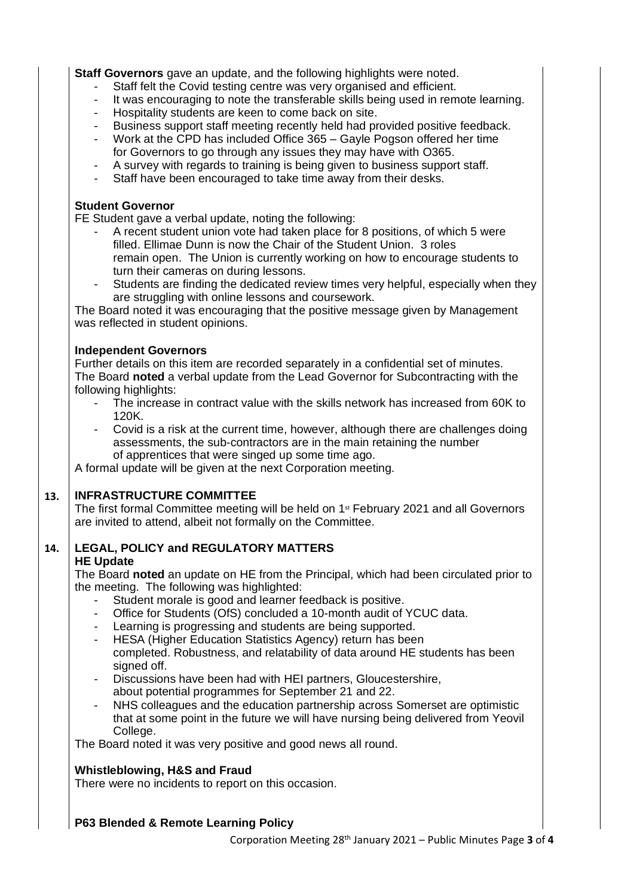**Staff Governors** gave an update, and the following highlights were noted.

- Staff felt the Covid testing centre was very organised and efficient.
- It was encouraging to note the transferable skills being used in remote learning.
- Hospitality students are keen to come back on site.
- Business support staff meeting recently held had provided positive feedback.
- Work at the CPD has included Office 365 – Gayle Pogson offered her time for Governors to go through any issues they may have with O365.
- A survey with regards to training is being given to business support staff.
- Staff have been encouraged to take time away from their desks.

**Student Governor**

FE Student gave a verbal update, noting the following:

- A recent student union vote had taken place for 8 positions, of which 5 were filled. Ellimae Dunn is now the Chair of the Student Union. 3 roles remain open. The Union is currently working on how to encourage students to turn their cameras on during lessons.
- Students are finding the dedicated review times very helpful, especially when they are struggling with online lessons and coursework.

The Board noted it was encouraging that the positive message given by Management was reflected in student opinions.

**Independent Governors**

Further details on this item are recorded separately in a confidential set of minutes. The Board **noted** a verbal update from the Lead Governor for Subcontracting with the following highlights:

- The increase in contract value with the skills network has increased from 60K to 120K.
- Covid is a risk at the current time, however, although there are challenges doing assessments, the sub-contractors are in the main retaining the number of apprentices that were singed up some time ago.

A formal update will be given at the next Corporation meeting.

## 13. INFRASTRUCTURE COMMITTEE

The first formal Committee meeting will be held on 1st February 2021 and all Governors are invited to attend, albeit not formally on the Committee.

## 14. LEGAL, POLICY and REGULATORY MATTERS

**HE Update**

The Board **noted** an update on HE from the Principal, which had been circulated prior to the meeting. The following was highlighted:

- Student morale is good and learner feedback is positive.
- Office for Students (OfS) concluded a 10-month audit of YCUC data.
- Learning is progressing and students are being supported.
- HESA (Higher Education Statistics Agency) return has been completed. Robustness, and relatability of data around HE students has been signed off.
- Discussions have been had with HEI partners, Gloucestershire, about potential programmes for September 21 and 22.
- NHS colleagues and the education partnership across Somerset are optimistic that at some point in the future we will have nursing being delivered from Yeovil College.

The Board noted it was very positive and good news all round.

**Whistleblowing, H&S and Fraud**

There were no incidents to report on this occasion.

**P63 Blended & Remote Learning Policy**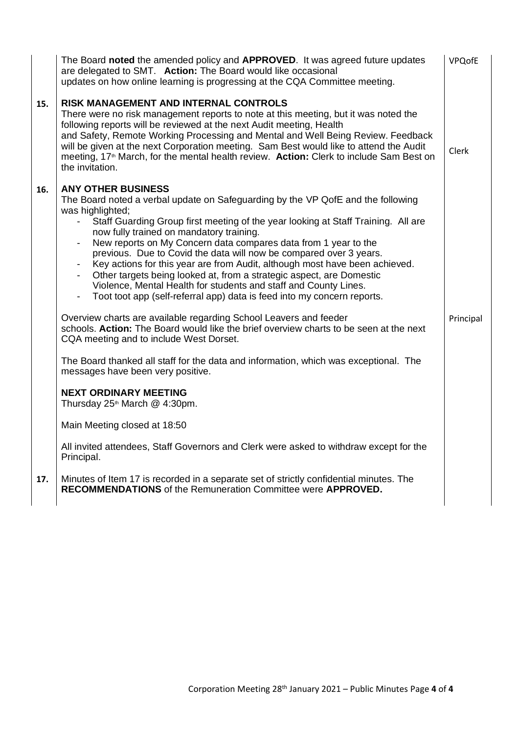| | | |
|---|---|---|
| | The Board **noted** the amended policy and **APPROVED**. It was agreed future updates are delegated to SMT. **Action:** The Board would like occasional updates on how online learning is progressing at the CQA Committee meeting. | VPQofE |
| **15.** | **RISK MANAGEMENT AND INTERNAL CONTROLS**<br>There were no risk management reports to note at this meeting, but it was noted the following reports will be reviewed at the next Audit meeting, Health and Safety, Remote Working Processing and Mental and Well Being Review. Feedback will be given at the next Corporation meeting. Sam Best would like to attend the Audit meeting, 17th March, for the mental health review. **Action:** Clerk to include Sam Best on the invitation. | Clerk |
| **16.** | **ANY OTHER BUSINESS**<br>The Board noted a verbal update on Safeguarding by the VP QofE and the following was highlighted;<br>- Staff Guarding Group first meeting of the year looking at Staff Training. All are now fully trained on mandatory training.<br>- New reports on My Concern data compares data from 1 year to the previous. Due to Covid the data will now be compared over 3 years.<br>- Key actions for this year are from Audit, although most have been achieved.<br>- Other targets being looked at, from a strategic aspect, are Domestic Violence, Mental Health for students and staff and County Lines.<br>- Toot toot app (self-referral app) data is feed into my concern reports.<br><br>Overview charts are available regarding School Leavers and feeder schools. **Action:** The Board would like the brief overview charts to be seen at the next CQA meeting and to include West Dorset.<br><br>The Board thanked all staff for the data and information, which was exceptional. The messages have been very positive.<br><br>**NEXT ORDINARY MEETING**<br>Thursday 25th March @ 4:30pm.<br><br>Main Meeting closed at 18:50<br><br>All invited attendees, Staff Governors and Clerk were asked to withdraw except for the Principal. | Principal |
| **17.** | Minutes of Item 17 is recorded in a separate set of strictly confidential minutes. The **RECOMMENDATIONS** of the Remuneration Committee were **APPROVED.** | |